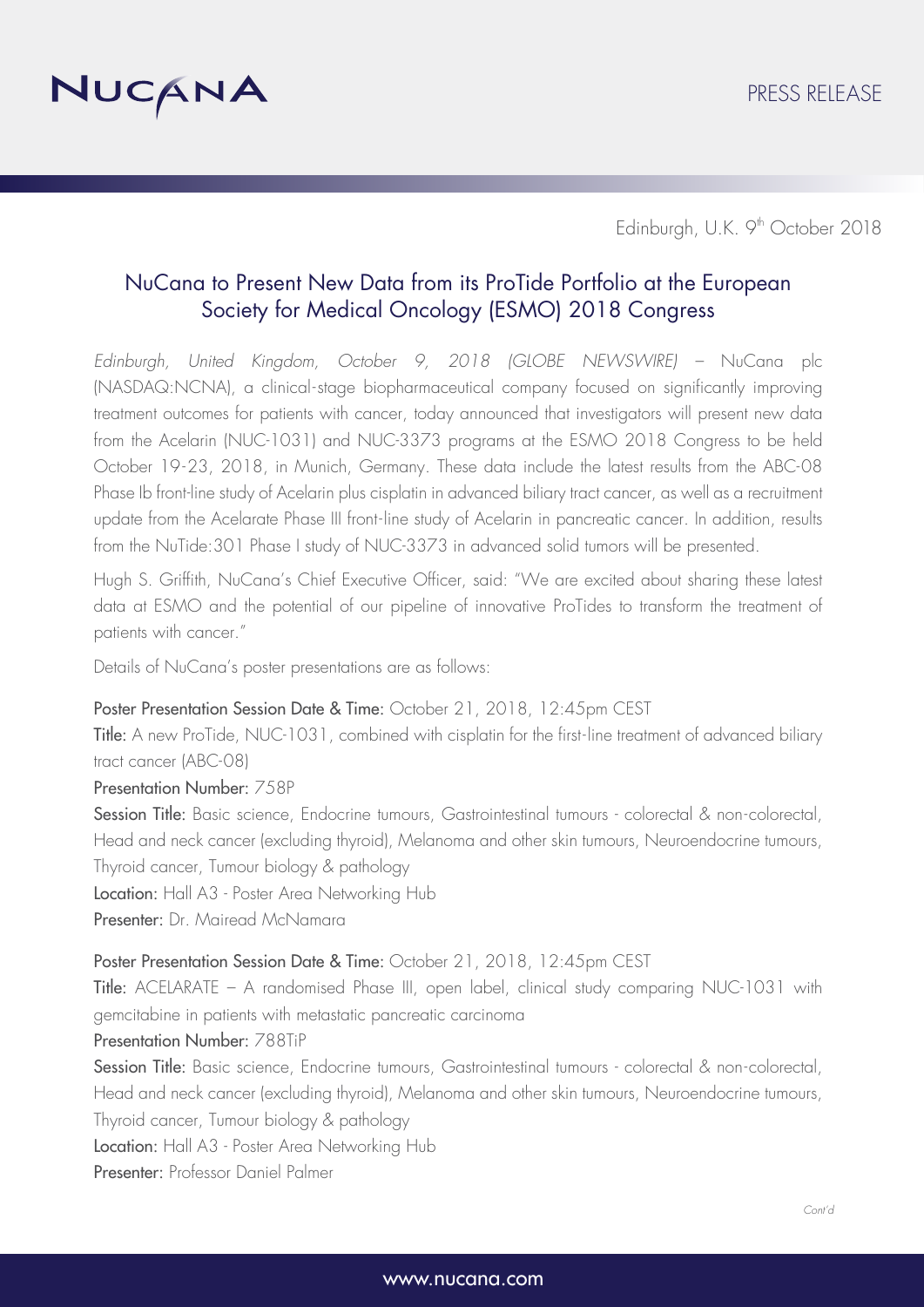NUCANA

PRESS RELEASE

Edinburgh, U.K. 9th October 2018

# NuCana to Present New Data from its ProTide Portfolio at the European Society for Medical Oncology (ESMO) 2018 Congress

*Edinburgh, United Kingdom, October 9, 2018 (GLOBE NEWSWIRE)* – NuCana plc (NASDAQ:NCNA), a clinical-stage biopharmaceutical company focused on significantly improving treatment outcomes for patients with cancer, today announced that investigators will present new data from the Acelarin (NUC-1031) and NUC-3373 programs at the ESMO 2018 Congress to be held October 19-23, 2018, in Munich, Germany. These data include the latest results from the ABC-08 Phase Ib front-line study of Acelarin plus cisplatin in advanced biliary tract cancer, as well as a recruitment update from the Acelarate Phase III front-line study of Acelarin in pancreatic cancer. In addition, results from the NuTide:301 Phase I study of NUC-3373 in advanced solid tumors will be presented.

Hugh S. Griffith, NuCana's Chief Executive Officer, said: "We are excited about sharing these latest data at ESMO and the potential of our pipeline of innovative ProTides to transform the treatment of patients with cancer."

Details of NuCana's poster presentations are as follows:

**Poster Presentation Session Date & Time:** October 21, 2018, 12:45pm CEST
**Title:** A new ProTide, NUC-1031, combined with cisplatin for the first-line treatment of advanced biliary tract cancer (ABC-08)
**Presentation Number:** 758P
**Session Title:** Basic science, Endocrine tumours, Gastrointestinal tumours - colorectal & non-colorectal, Head and neck cancer (excluding thyroid), Melanoma and other skin tumours, Neuroendocrine tumours, Thyroid cancer, Tumour biology & pathology
**Location:** Hall A3 - Poster Area Networking Hub
**Presenter:** Dr. Mairead McNamara

**Poster Presentation Session Date & Time:** October 21, 2018, 12:45pm CEST
**Title:** ACELARATE – A randomised Phase III, open label, clinical study comparing NUC-1031 with gemcitabine in patients with metastatic pancreatic carcinoma
**Presentation Number:** 788TiP
**Session Title:** Basic science, Endocrine tumours, Gastrointestinal tumours - colorectal & non-colorectal, Head and neck cancer (excluding thyroid), Melanoma and other skin tumours, Neuroendocrine tumours, Thyroid cancer, Tumour biology & pathology
**Location:** Hall A3 - Poster Area Networking Hub
**Presenter:** Professor Daniel Palmer

*Cont'd*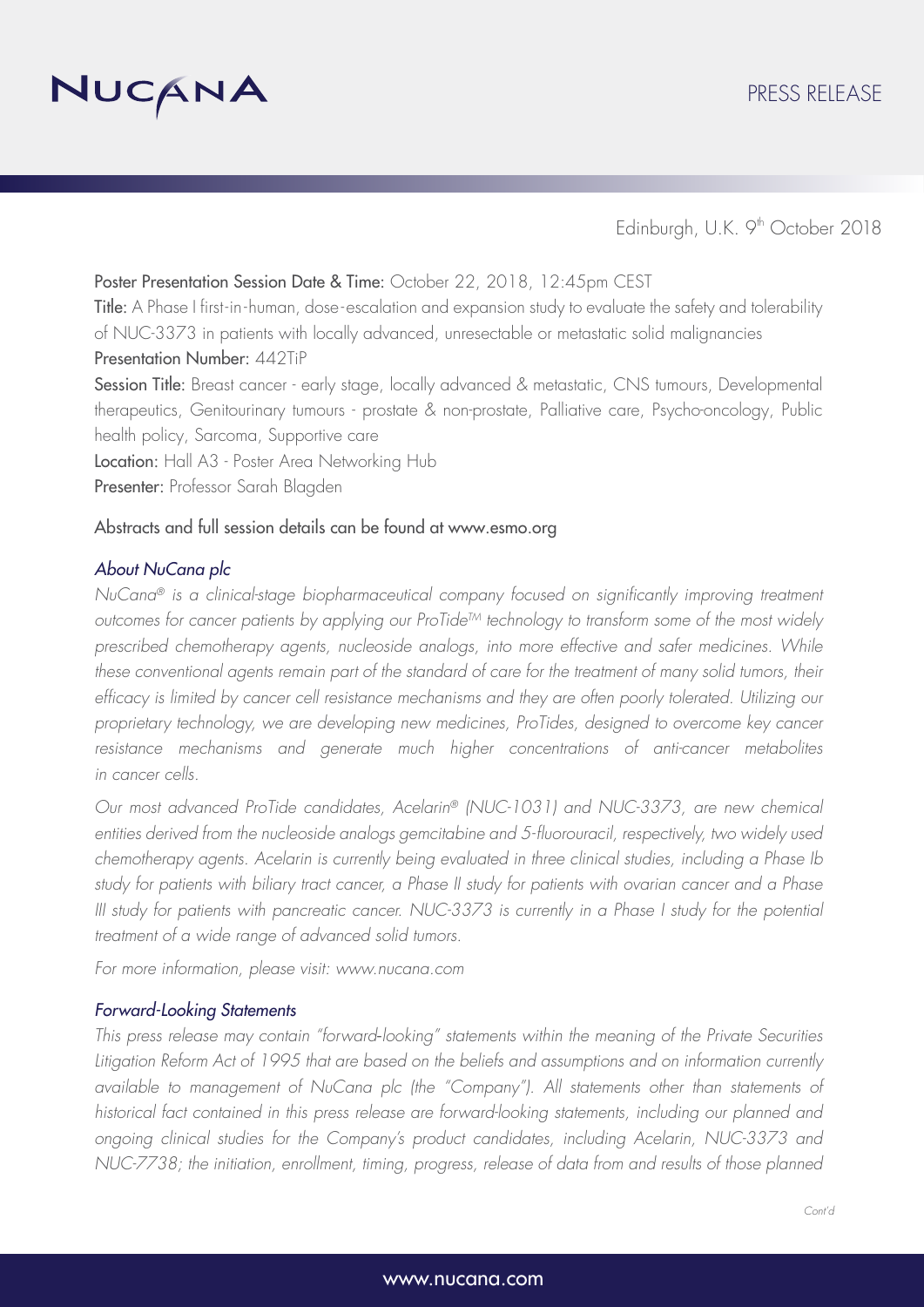Edinburgh, U.K. 9th October 2018

**Poster Presentation Session Date & Time:** October 22, 2018, 12:45pm CEST

**Title:** A Phase I first-in-human, dose-escalation and expansion study to evaluate the safety and tolerability of NUC-3373 in patients with locally advanced, unresectable or metastatic solid malignancies

**Presentation Number:** 442TiP

**Session Title:** Breast cancer - early stage, locally advanced & metastatic, CNS tumours, Developmental therapeutics, Genitourinary tumours - prostate & non-prostate, Palliative care, Psycho-oncology, Public health policy, Sarcoma, Supportive care

**Location:** Hall A3 - Poster Area Networking Hub

**Presenter:** Professor Sarah Blagden

Abstracts and full session details can be found at www.esmo.org

### *About NuCana plc*

*NuCana® is a clinical-stage biopharmaceutical company focused on significantly improving treatment outcomes for cancer patients by applying our ProTide™ technology to transform some of the most widely prescribed chemotherapy agents, nucleoside analogs, into more effective and safer medicines. While these conventional agents remain part of the standard of care for the treatment of many solid tumors, their efficacy is limited by cancer cell resistance mechanisms and they are often poorly tolerated. Utilizing our proprietary technology, we are developing new medicines, ProTides, designed to overcome key cancer resistance mechanisms and generate much higher concentrations of anti-cancer metabolites in cancer cells.*

*Our most advanced ProTide candidates, Acelarin® (NUC-1031) and NUC-3373, are new chemical entities derived from the nucleoside analogs gemcitabine and 5-fluorouracil, respectively, two widely used chemotherapy agents. Acelarin is currently being evaluated in three clinical studies, including a Phase Ib study for patients with biliary tract cancer, a Phase II study for patients with ovarian cancer and a Phase III study for patients with pancreatic cancer. NUC-3373 is currently in a Phase I study for the potential treatment of a wide range of advanced solid tumors.*

*For more information, please visit: www.nucana.com*

### *Forward-Looking Statements*

*This press release may contain "forward-looking" statements within the meaning of the Private Securities Litigation Reform Act of 1995 that are based on the beliefs and assumptions and on information currently available to management of NuCana plc (the "Company"). All statements other than statements of historical fact contained in this press release are forward-looking statements, including our planned and ongoing clinical studies for the Company's product candidates, including Acelarin, NUC-3373 and NUC-7738; the initiation, enrollment, timing, progress, release of data from and results of those planned*

*Cont'd*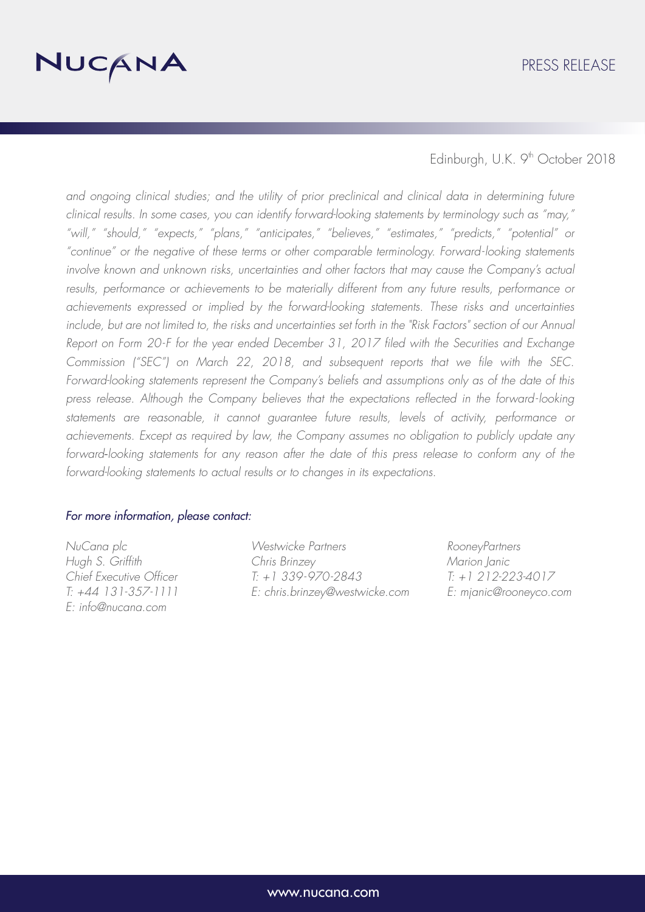Edinburgh, U.K. 9th October 2018

*and ongoing clinical studies; and the utility of prior preclinical and clinical data in determining future clinical results. In some cases, you can identify forward-looking statements by terminology such as "may," "will," "should," "expects," "plans," "anticipates," "believes," "estimates," "predicts," "potential" or "continue" or the negative of these terms or other comparable terminology. Forward-looking statements involve known and unknown risks, uncertainties and other factors that may cause the Company's actual results, performance or achievements to be materially different from any future results, performance or achievements expressed or implied by the forward-looking statements. These risks and uncertainties include, but are not limited to, the risks and uncertainties set forth in the "Risk Factors" section of our Annual Report on Form 20-F for the year ended December 31, 2017 filed with the Securities and Exchange Commission ("SEC") on March 22, 2018, and subsequent reports that we file with the SEC. Forward-looking statements represent the Company's beliefs and assumptions only as of the date of this press release. Although the Company believes that the expectations reflected in the forward-looking statements are reasonable, it cannot guarantee future results, levels of activity, performance or achievements. Except as required by law, the Company assumes no obligation to publicly update any forward-looking statements for any reason after the date of this press release to conform any of the forward-looking statements to actual results or to changes in its expectations.*

*For more information, please contact:*

*NuCana plc*
*Hugh S. Griffith*
*Chief Executive Officer*
*T: +44 131-357-1111*
*E: info@nucana.com*

*Westwicke Partners*
*Chris Brinzey*
*T: +1 339-970-2843*
*E: chris.brinzey@westwicke.com*

*RooneyPartners*
*Marion Janic*
*T: +1 212-223-4017*
*E: mjanic@rooneyco.com*